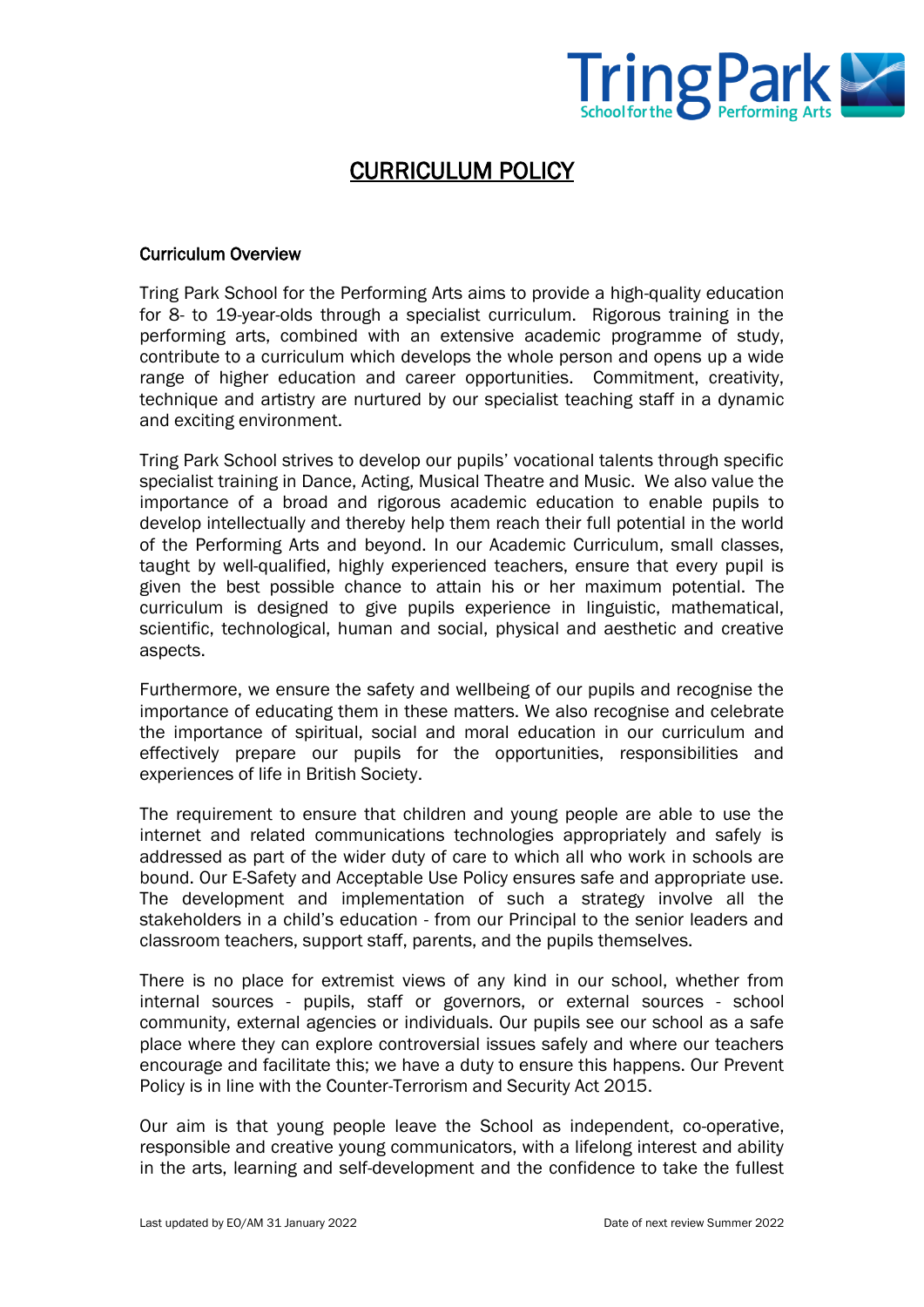# CURRICULUM POLICY

## Curriculum Overview

Tring Park School for the Performing Arts aims to provide a high-quality education for 8- to 19-year-olds through a specialist curriculum. Rigorous training in the performing arts, combined with an extensive academic programme of study, contribute to a curriculum which develops the whole person and opens up a wide range of higher education and career opportunities. Commitment, creativity, technique and artistry are nurtured by our specialist teaching staff in a dynamic and exciting environment.

Tring Park School strives to develop our pupils' vocational talents through specific specialist training in Dance, Acting, Musical Theatre and Music. We also value the importance of a broad and rigorous academic education to enable pupils to develop intellectually and thereby help them reach their full potential in the world of the Performing Arts and beyond. In our Academic Curriculum, small classes, taught by well-qualified, highly experienced teachers, ensure that every pupil is given the best possible chance to attain his or her maximum potential. The curriculum is designed to give pupils experience in linguistic, mathematical, scientific, technological, human and social, physical and aesthetic and creative aspects.

Furthermore, we ensure the safety and wellbeing of our pupils and recognise the importance of educating them in these matters. We also recognise and celebrate the importance of spiritual, social and moral education in our curriculum and effectively prepare our pupils for the opportunities, responsibilities and experiences of life in British Society.

The requirement to ensure that children and young people are able to use the internet and related communications technologies appropriately and safely is addressed as part of the wider duty of care to which all who work in schools are bound. Our E-Safety and Acceptable Use Policy ensures safe and appropriate use. The development and implementation of such a strategy involve all the stakeholders in a child's education - from our Principal to the senior leaders and classroom teachers, support staff, parents, and the pupils themselves.

There is no place for extremist views of any kind in our school, whether from internal sources - pupils, staff or governors, or external sources - school community, external agencies or individuals. Our pupils see our school as a safe place where they can explore controversial issues safely and where our teachers encourage and facilitate this; we have a duty to ensure this happens. Our Prevent Policy is in line with the Counter-Terrorism and Security Act 2015.

Our aim is that young people leave the School as independent, co-operative, responsible and creative young communicators, with a lifelong interest and ability in the arts, learning and self-development and the confidence to take the fullest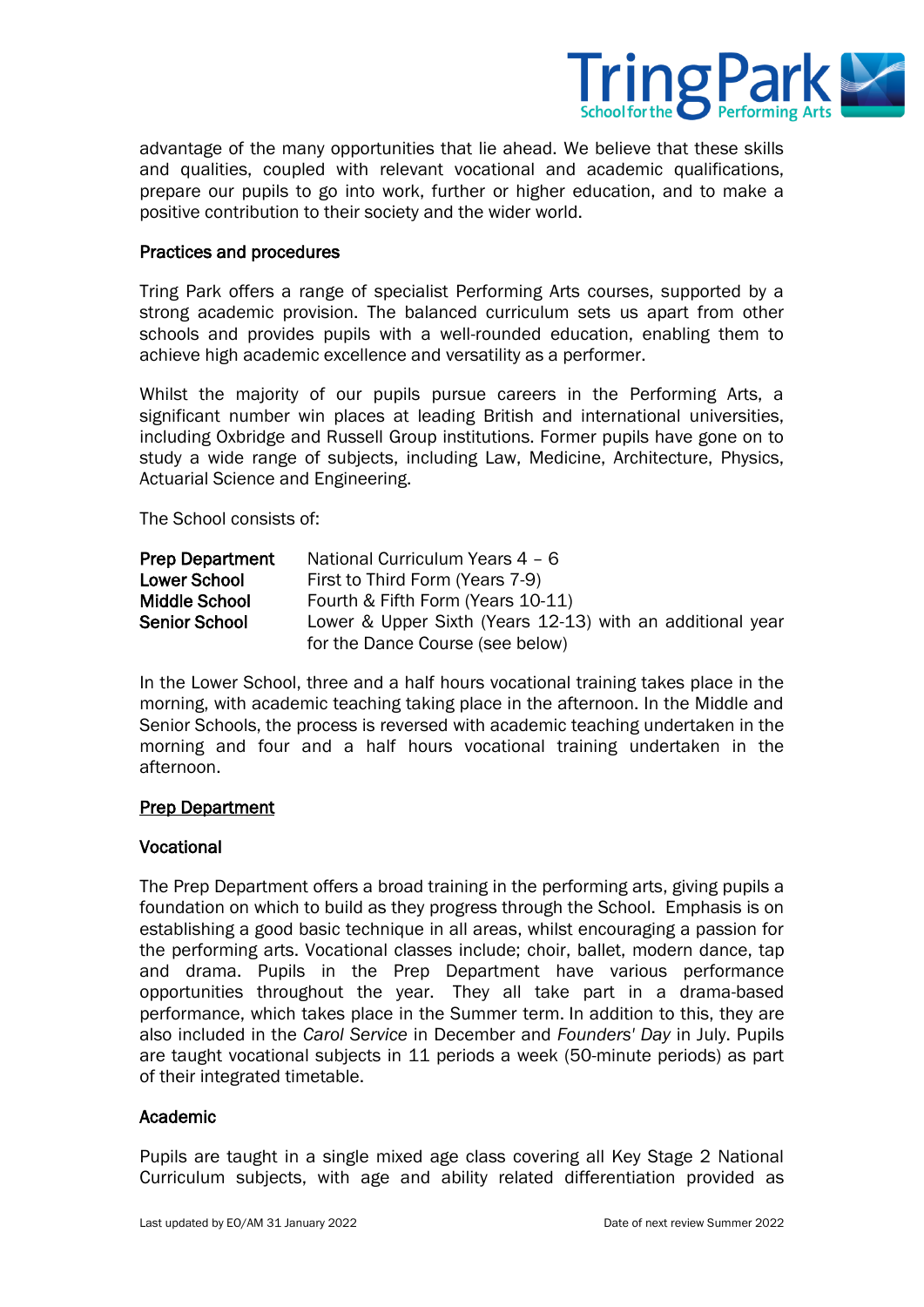advantage of the many opportunities that lie ahead. We believe that these skills and qualities, coupled with relevant vocational and academic qualifications, prepare our pupils to go into work, further or higher education, and to make a positive contribution to their society and the wider world.

**Practices and procedures**

Tring Park offers a range of specialist Performing Arts courses, supported by a strong academic provision. The balanced curriculum sets us apart from other schools and provides pupils with a well-rounded education, enabling them to achieve high academic excellence and versatility as a performer.

Whilst the majority of our pupils pursue careers in the Performing Arts, a significant number win places at leading British and international universities, including Oxbridge and Russell Group institutions. Former pupils have gone on to study a wide range of subjects, including Law, Medicine, Architecture, Physics, Actuarial Science and Engineering.

The School consists of:

| | |
|---|---|
| **Prep Department** | National Curriculum Years 4 – 6 |
| **Lower School** | First to Third Form (Years 7-9) |
| **Middle School** | Fourth & Fifth Form (Years 10-11) |
| **Senior School** | Lower & Upper Sixth (Years 12-13) with an additional year for the Dance Course (see below) |

In the Lower School, three and a half hours vocational training takes place in the morning, with academic teaching taking place in the afternoon. In the Middle and Senior Schools, the process is reversed with academic teaching undertaken in the morning and four and a half hours vocational training undertaken in the afternoon.

## Prep Department

**Vocational**

The Prep Department offers a broad training in the performing arts, giving pupils a foundation on which to build as they progress through the School. Emphasis is on establishing a good basic technique in all areas, whilst encouraging a passion for the performing arts. Vocational classes include; choir, ballet, modern dance, tap and drama. Pupils in the Prep Department have various performance opportunities throughout the year. They all take part in a drama-based performance, which takes place in the Summer term. In addition to this, they are also included in the *Carol Service* in December and *Founders' Day* in July. Pupils are taught vocational subjects in 11 periods a week (50-minute periods) as part of their integrated timetable.

**Academic**

Pupils are taught in a single mixed age class covering all Key Stage 2 National Curriculum subjects, with age and ability related differentiation provided as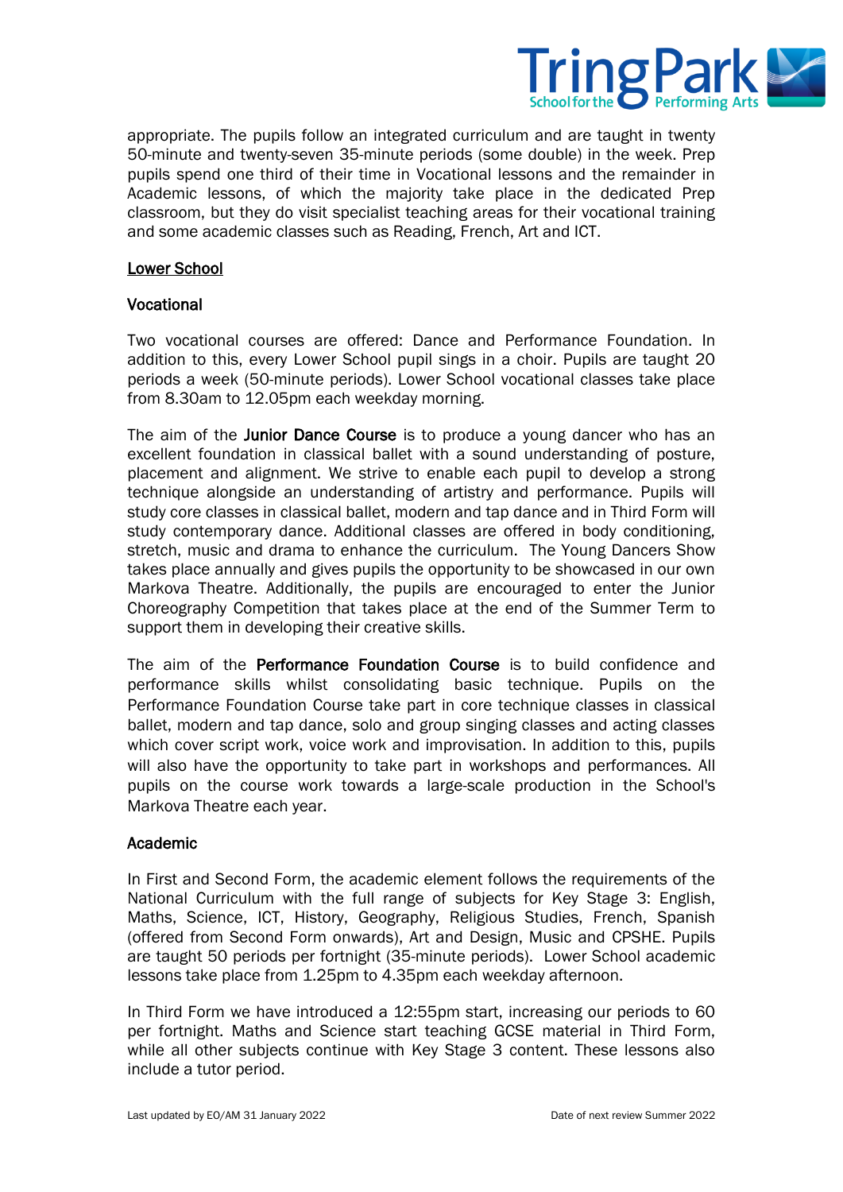appropriate. The pupils follow an integrated curriculum and are taught in twenty 50-minute and twenty-seven 35-minute periods (some double) in the week. Prep pupils spend one third of their time in Vocational lessons and the remainder in Academic lessons, of which the majority take place in the dedicated Prep classroom, but they do visit specialist teaching areas for their vocational training and some academic classes such as Reading, French, Art and ICT.

## Lower School

### Vocational

Two vocational courses are offered: Dance and Performance Foundation. In addition to this, every Lower School pupil sings in a choir. Pupils are taught 20 periods a week (50-minute periods). Lower School vocational classes take place from 8.30am to 12.05pm each weekday morning.

The aim of the **Junior Dance Course** is to produce a young dancer who has an excellent foundation in classical ballet with a sound understanding of posture, placement and alignment. We strive to enable each pupil to develop a strong technique alongside an understanding of artistry and performance. Pupils will study core classes in classical ballet, modern and tap dance and in Third Form will study contemporary dance. Additional classes are offered in body conditioning, stretch, music and drama to enhance the curriculum. The Young Dancers Show takes place annually and gives pupils the opportunity to be showcased in our own Markova Theatre. Additionally, the pupils are encouraged to enter the Junior Choreography Competition that takes place at the end of the Summer Term to support them in developing their creative skills.

The aim of the **Performance Foundation Course** is to build confidence and performance skills whilst consolidating basic technique. Pupils on the Performance Foundation Course take part in core technique classes in classical ballet, modern and tap dance, solo and group singing classes and acting classes which cover script work, voice work and improvisation. In addition to this, pupils will also have the opportunity to take part in workshops and performances. All pupils on the course work towards a large-scale production in the School's Markova Theatre each year.

### Academic

In First and Second Form, the academic element follows the requirements of the National Curriculum with the full range of subjects for Key Stage 3: English, Maths, Science, ICT, History, Geography, Religious Studies, French, Spanish (offered from Second Form onwards), Art and Design, Music and CPSHE. Pupils are taught 50 periods per fortnight (35-minute periods). Lower School academic lessons take place from 1.25pm to 4.35pm each weekday afternoon.

In Third Form we have introduced a 12:55pm start, increasing our periods to 60 per fortnight. Maths and Science start teaching GCSE material in Third Form, while all other subjects continue with Key Stage 3 content. These lessons also include a tutor period.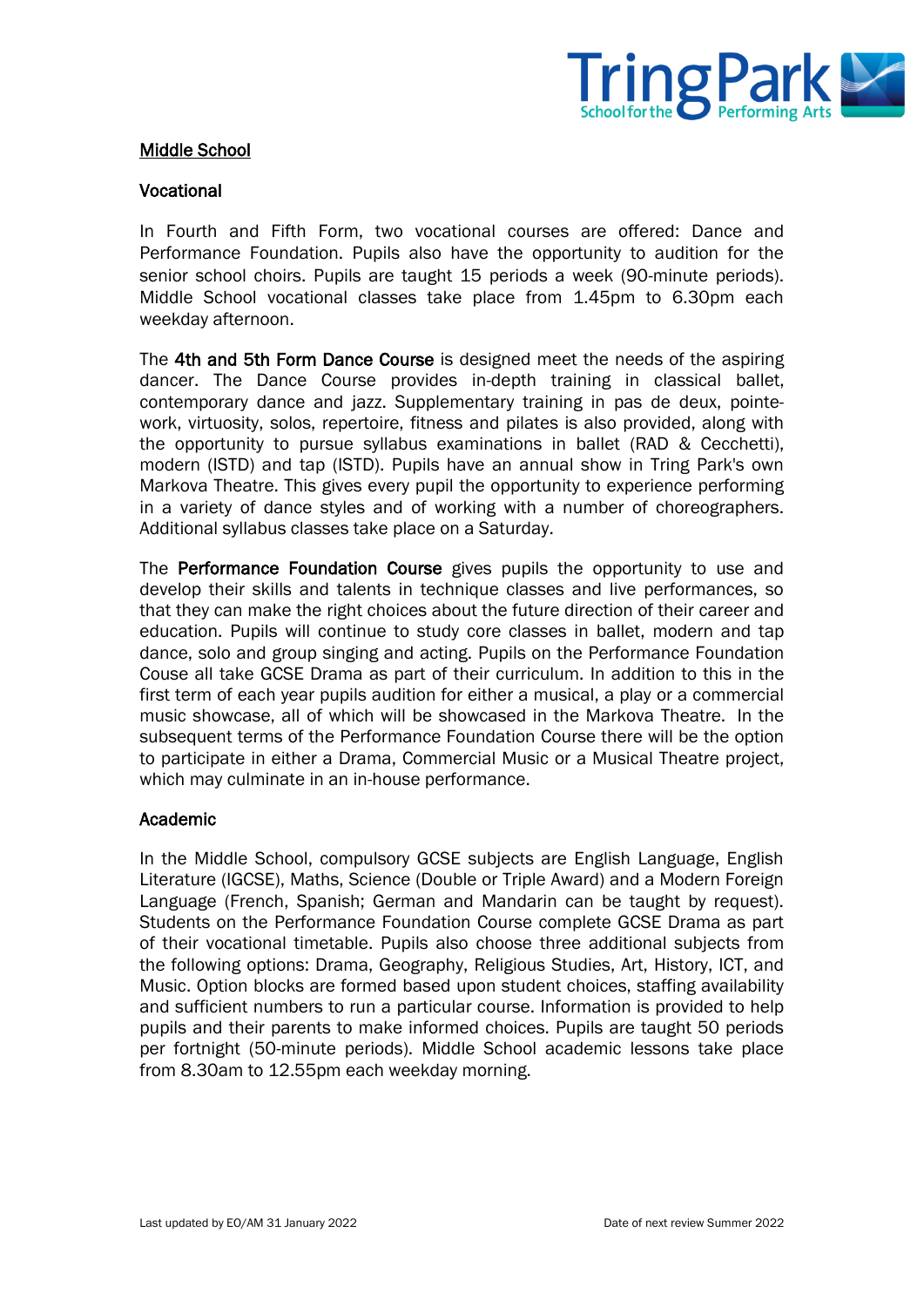## Middle School

### Vocational

In Fourth and Fifth Form, two vocational courses are offered: Dance and Performance Foundation. Pupils also have the opportunity to audition for the senior school choirs. Pupils are taught 15 periods a week (90-minute periods). Middle School vocational classes take place from 1.45pm to 6.30pm each weekday afternoon.

The **4th and 5th Form Dance Course** is designed meet the needs of the aspiring dancer. The Dance Course provides in-depth training in classical ballet, contemporary dance and jazz. Supplementary training in pas de deux, pointe-work, virtuosity, solos, repertoire, fitness and pilates is also provided, along with the opportunity to pursue syllabus examinations in ballet (RAD & Cecchetti), modern (ISTD) and tap (ISTD). Pupils have an annual show in Tring Park's own Markova Theatre. This gives every pupil the opportunity to experience performing in a variety of dance styles and of working with a number of choreographers. Additional syllabus classes take place on a Saturday.

The **Performance Foundation Course** gives pupils the opportunity to use and develop their skills and talents in technique classes and live performances, so that they can make the right choices about the future direction of their career and education. Pupils will continue to study core classes in ballet, modern and tap dance, solo and group singing and acting. Pupils on the Performance Foundation Couse all take GCSE Drama as part of their curriculum. In addition to this in the first term of each year pupils audition for either a musical, a play or a commercial music showcase, all of which will be showcased in the Markova Theatre. In the subsequent terms of the Performance Foundation Course there will be the option to participate in either a Drama, Commercial Music or a Musical Theatre project, which may culminate in an in-house performance.

### Academic

In the Middle School, compulsory GCSE subjects are English Language, English Literature (IGCSE), Maths, Science (Double or Triple Award) and a Modern Foreign Language (French, Spanish; German and Mandarin can be taught by request). Students on the Performance Foundation Course complete GCSE Drama as part of their vocational timetable. Pupils also choose three additional subjects from the following options: Drama, Geography, Religious Studies, Art, History, ICT, and Music. Option blocks are formed based upon student choices, staffing availability and sufficient numbers to run a particular course. Information is provided to help pupils and their parents to make informed choices. Pupils are taught 50 periods per fortnight (50-minute periods). Middle School academic lessons take place from 8.30am to 12.55pm each weekday morning.

Last updated by EO/AM 31 January 2022 Date of next review Summer 2022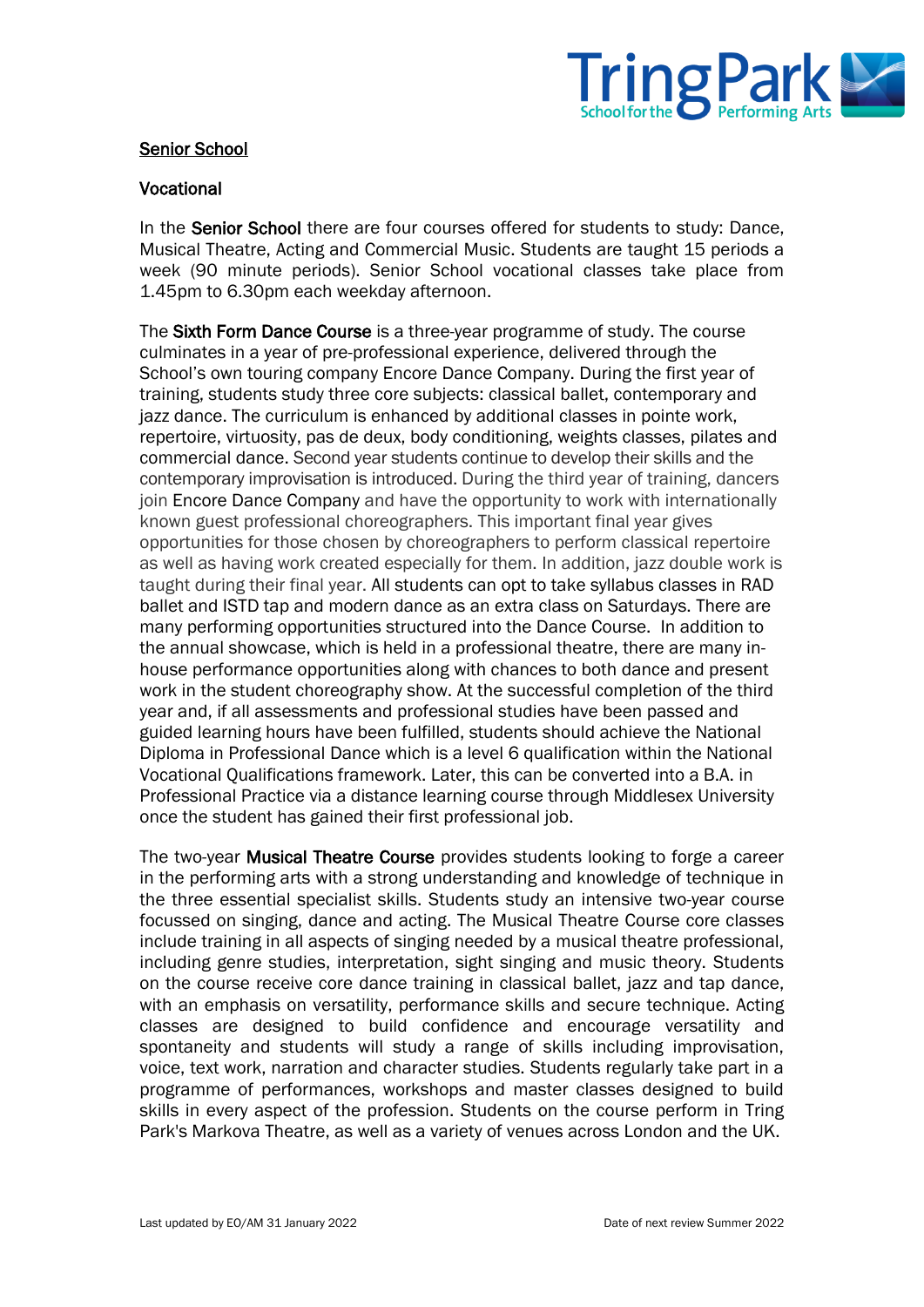## Senior School

### Vocational

In the **Senior School** there are four courses offered for students to study: Dance, Musical Theatre, Acting and Commercial Music. Students are taught 15 periods a week (90 minute periods). Senior School vocational classes take place from 1.45pm to 6.30pm each weekday afternoon.

The **Sixth Form Dance Course** is a three-year programme of study. The course culminates in a year of pre-professional experience, delivered through the School's own touring company Encore Dance Company. During the first year of training, students study three core subjects: classical ballet, contemporary and jazz dance. The curriculum is enhanced by additional classes in pointe work, repertoire, virtuosity, pas de deux, body conditioning, weights classes, pilates and commercial dance. Second year students continue to develop their skills and the contemporary improvisation is introduced. During the third year of training, dancers join Encore Dance Company and have the opportunity to work with internationally known guest professional choreographers. This important final year gives opportunities for those chosen by choreographers to perform classical repertoire as well as having work created especially for them. In addition, jazz double work is taught during their final year. All students can opt to take syllabus classes in RAD ballet and ISTD tap and modern dance as an extra class on Saturdays. There are many performing opportunities structured into the Dance Course. In addition to the annual showcase, which is held in a professional theatre, there are many in-house performance opportunities along with chances to both dance and present work in the student choreography show. At the successful completion of the third year and, if all assessments and professional studies have been passed and guided learning hours have been fulfilled, students should achieve the National Diploma in Professional Dance which is a level 6 qualification within the National Vocational Qualifications framework. Later, this can be converted into a B.A. in Professional Practice via a distance learning course through Middlesex University once the student has gained their first professional job.

The two-year **Musical Theatre Course** provides students looking to forge a career in the performing arts with a strong understanding and knowledge of technique in the three essential specialist skills. Students study an intensive two-year course focussed on singing, dance and acting. The Musical Theatre Course core classes include training in all aspects of singing needed by a musical theatre professional, including genre studies, interpretation, sight singing and music theory. Students on the course receive core dance training in classical ballet, jazz and tap dance, with an emphasis on versatility, performance skills and secure technique. Acting classes are designed to build confidence and encourage versatility and spontaneity and students will study a range of skills including improvisation, voice, text work, narration and character studies. Students regularly take part in a programme of performances, workshops and master classes designed to build skills in every aspect of the profession. Students on the course perform in Tring Park's Markova Theatre, as well as a variety of venues across London and the UK.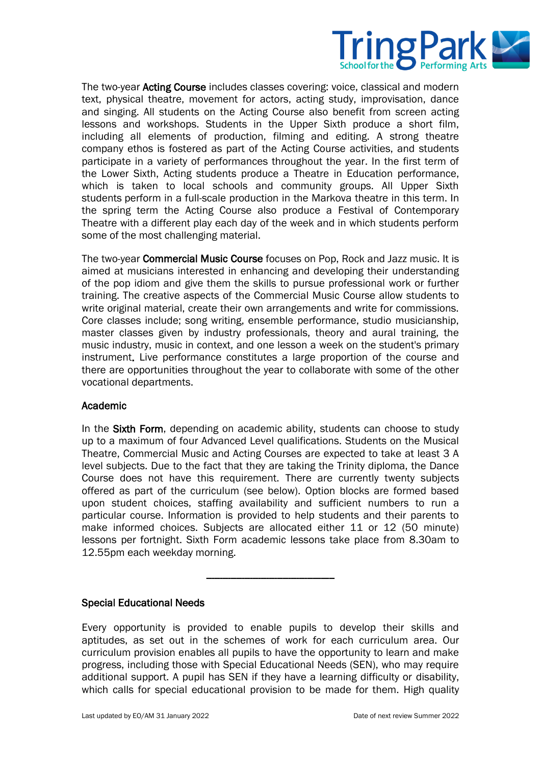The two-year **Acting Course** includes classes covering: voice, classical and modern text, physical theatre, movement for actors, acting study, improvisation, dance and singing. All students on the Acting Course also benefit from screen acting lessons and workshops. Students in the Upper Sixth produce a short film, including all elements of production, filming and editing. A strong theatre company ethos is fostered as part of the Acting Course activities, and students participate in a variety of performances throughout the year. In the first term of the Lower Sixth, Acting students produce a Theatre in Education performance, which is taken to local schools and community groups. All Upper Sixth students perform in a full-scale production in the Markova theatre in this term. In the spring term the Acting Course also produce a Festival of Contemporary Theatre with a different play each day of the week and in which students perform some of the most challenging material.

The two-year **Commercial Music Course** focuses on Pop, Rock and Jazz music. It is aimed at musicians interested in enhancing and developing their understanding of the pop idiom and give them the skills to pursue professional work or further training. The creative aspects of the Commercial Music Course allow students to write original material, create their own arrangements and write for commissions. Core classes include; song writing, ensemble performance, studio musicianship, master classes given by industry professionals, theory and aural training, the music industry, music in context, and one lesson a week on the student's primary instrument. Live performance constitutes a large proportion of the course and there are opportunities throughout the year to collaborate with some of the other vocational departments.

## Academic

In the **Sixth Form**, depending on academic ability, students can choose to study up to a maximum of four Advanced Level qualifications. Students on the Musical Theatre, Commercial Music and Acting Courses are expected to take at least 3 A level subjects. Due to the fact that they are taking the Trinity diploma, the Dance Course does not have this requirement. There are currently twenty subjects offered as part of the curriculum (see below). Option blocks are formed based upon student choices, staffing availability and sufficient numbers to run a particular course. Information is provided to help students and their parents to make informed choices. Subjects are allocated either 11 or 12 (50 minute) lessons per fortnight. Sixth Form academic lessons take place from 8.30am to 12.55pm each weekday morning.

---

## Special Educational Needs

Every opportunity is provided to enable pupils to develop their skills and aptitudes, as set out in the schemes of work for each curriculum area. Our curriculum provision enables all pupils to have the opportunity to learn and make progress, including those with Special Educational Needs (SEN), who may require additional support. A pupil has SEN if they have a learning difficulty or disability, which calls for special educational provision to be made for them. High quality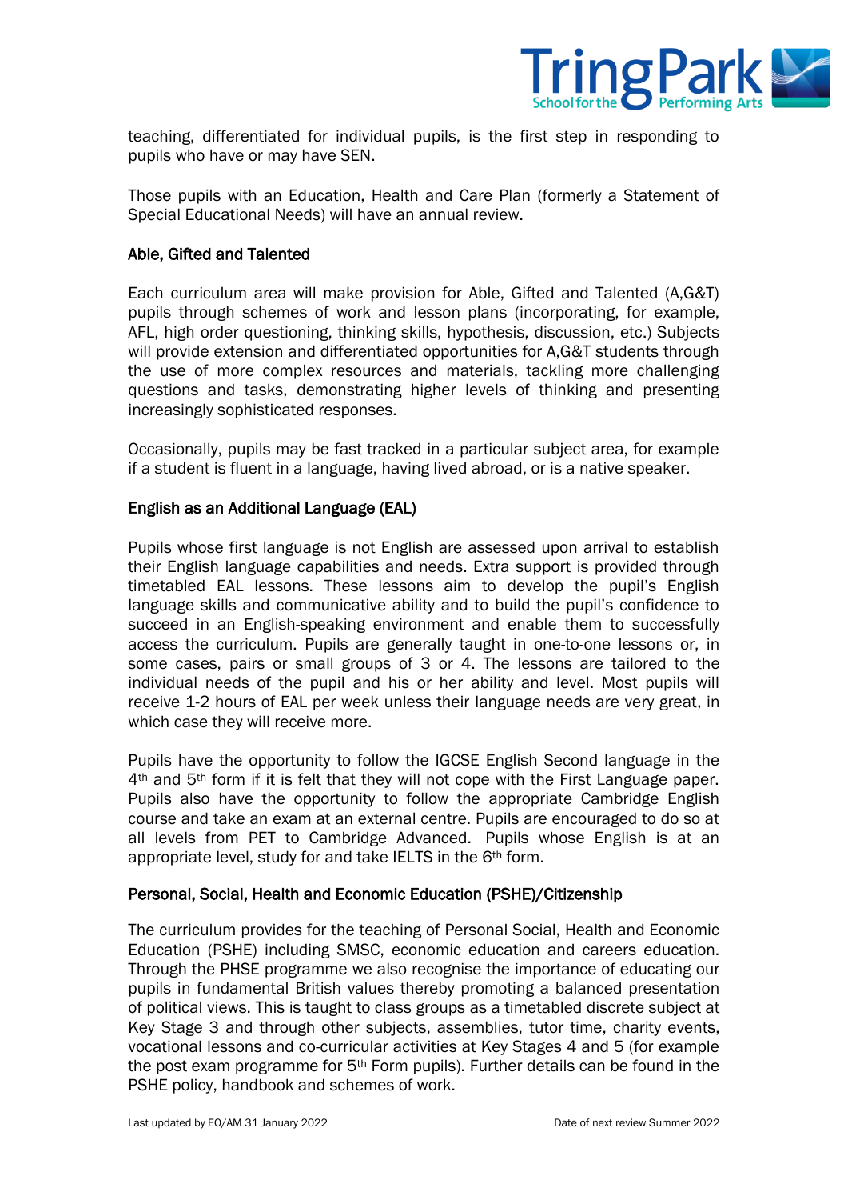teaching, differentiated for individual pupils, is the first step in responding to pupils who have or may have SEN.

Those pupils with an Education, Health and Care Plan (formerly a Statement of Special Educational Needs) will have an annual review.

### Able, Gifted and Talented

Each curriculum area will make provision for Able, Gifted and Talented (A,G&T) pupils through schemes of work and lesson plans (incorporating, for example, AFL, high order questioning, thinking skills, hypothesis, discussion, etc.) Subjects will provide extension and differentiated opportunities for A,G&T students through the use of more complex resources and materials, tackling more challenging questions and tasks, demonstrating higher levels of thinking and presenting increasingly sophisticated responses.

Occasionally, pupils may be fast tracked in a particular subject area, for example if a student is fluent in a language, having lived abroad, or is a native speaker.

### English as an Additional Language (EAL)

Pupils whose first language is not English are assessed upon arrival to establish their English language capabilities and needs. Extra support is provided through timetabled EAL lessons. These lessons aim to develop the pupil's English language skills and communicative ability and to build the pupil's confidence to succeed in an English-speaking environment and enable them to successfully access the curriculum. Pupils are generally taught in one-to-one lessons or, in some cases, pairs or small groups of 3 or 4. The lessons are tailored to the individual needs of the pupil and his or her ability and level. Most pupils will receive 1-2 hours of EAL per week unless their language needs are very great, in which case they will receive more.

Pupils have the opportunity to follow the IGCSE English Second language in the 4th and 5th form if it is felt that they will not cope with the First Language paper. Pupils also have the opportunity to follow the appropriate Cambridge English course and take an exam at an external centre. Pupils are encouraged to do so at all levels from PET to Cambridge Advanced. Pupils whose English is at an appropriate level, study for and take IELTS in the 6th form.

### Personal, Social, Health and Economic Education (PSHE)/Citizenship

The curriculum provides for the teaching of Personal Social, Health and Economic Education (PSHE) including SMSC, economic education and careers education. Through the PHSE programme we also recognise the importance of educating our pupils in fundamental British values thereby promoting a balanced presentation of political views. This is taught to class groups as a timetabled discrete subject at Key Stage 3 and through other subjects, assemblies, tutor time, charity events, vocational lessons and co-curricular activities at Key Stages 4 and 5 (for example the post exam programme for 5th Form pupils). Further details can be found in the PSHE policy, handbook and schemes of work.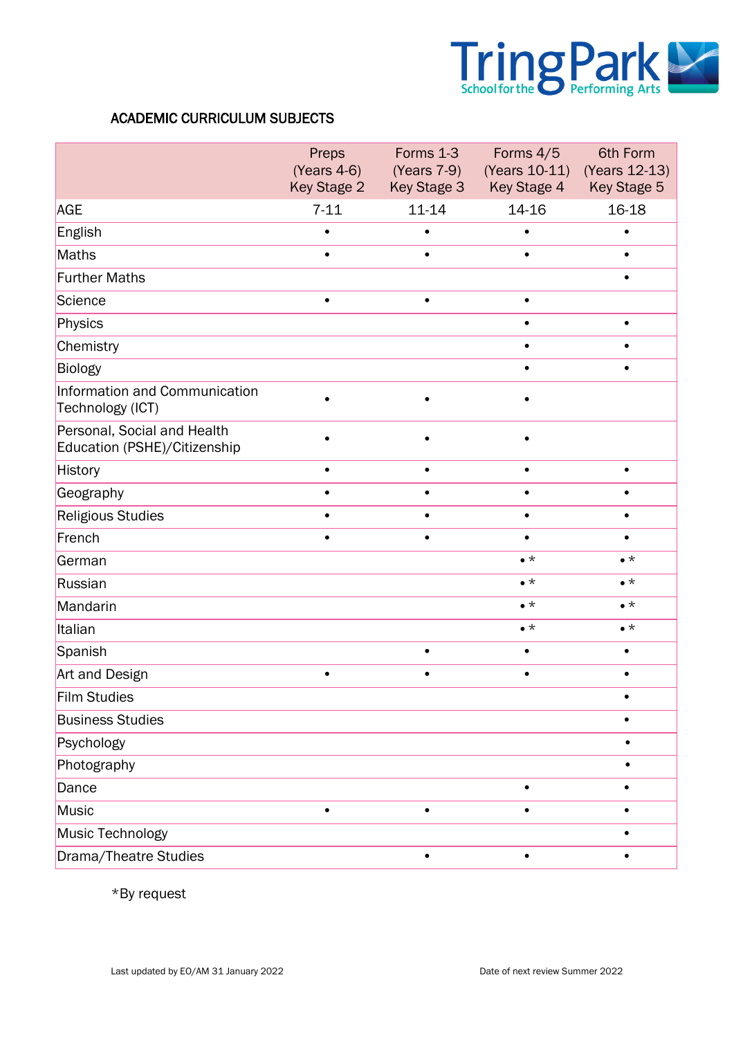Tring Park School for the Performing Arts

## ACADEMIC CURRICULUM SUBJECTS

| | Preps (Years 4-6) Key Stage 2 | Forms 1-3 (Years 7-9) Key Stage 3 | Forms 4/5 (Years 10-11) Key Stage 4 | 6th Form (Years 12-13) Key Stage 5 |
|---|---|---|---|---|
| AGE | 7-11 | 11-14 | 14-16 | 16-18 |
| English | • | • | • | • |
| Maths | • | • | • | • |
| Further Maths | | | | • |
| Science | • | • | • | |
| Physics | | | • | • |
| Chemistry | | | • | • |
| Biology | | | • | • |
| Information and Communication Technology (ICT) | • | • | • | |
| Personal, Social and Health Education (PSHE)/Citizenship | • | • | • | |
| History | • | • | • | • |
| Geography | • | • | • | • |
| Religious Studies | • | • | • | • |
| French | • | • | • | • |
| German | | | • * | • * |
| Russian | | | • * | • * |
| Mandarin | | | • * | • * |
| Italian | | | • * | • * |
| Spanish | | • | • | • |
| Art and Design | • | • | • | • |
| Film Studies | | | | • |
| Business Studies | | | | • |
| Psychology | | | | • |
| Photography | | | | • |
| Dance | | | • | • |
| Music | • | • | • | • |
| Music Technology | | | | • |
| Drama/Theatre Studies | | • | • | • |

*By request

Last updated by EO/AM 31 January 2022

Date of next review Summer 2022